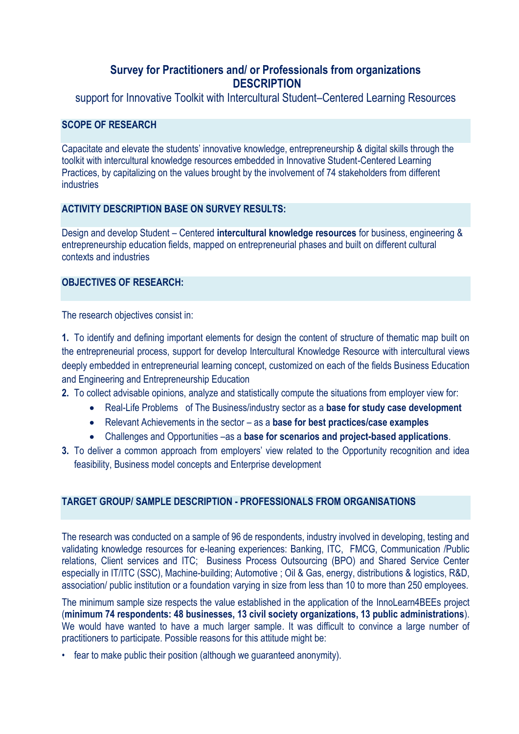# Survey for Practitioners and/ or Professionals from organizations DESCRIPTION

support for Innovative Toolkit with Intercultural Student–Centered Learning Resources

## SCOPE OF RESEARCH

Capacitate and elevate the students' innovative knowledge, entrepreneurship & digital skills through the toolkit with intercultural knowledge resources embedded in Innovative Student-Centered Learning Practices, by capitalizing on the values brought by the involvement of 74 stakeholders from different industries

## ACTIVITY DESCRIPTION BASE ON SURVEY RESULTS:

Design and develop Student – Centered **intercultural knowledge resources** for business, engineering & entrepreneurship education fields, mapped on entrepreneurial phases and built on different cultural contexts and industries

## OBJECTIVES OF RESEARCH:

The research objectives consist in:

**1.** To identify and defining important elements for design the content of structure of thematic map built on the entrepreneurial process, support for develop Intercultural Knowledge Resource with intercultural views deeply embedded in entrepreneurial learning concept, customized on each of the fields Business Education and Engineering and Entrepreneurship Education

**2.** To collect advisable opinions, analyze and statistically compute the situations from employer view for:

- Real-Life Problems of The Business/industry sector as a **base for study case development**
- Relevant Achievements in the sector – as a **base for best practices/case examples**
- Challenges and Opportunities –as a **base for scenarios and project-based applications**.

**3.** To deliver a common approach from employers' view related to the Opportunity recognition and idea feasibility, Business model concepts and Enterprise development

## TARGET GROUP/ SAMPLE DESCRIPTION - PROFESSIONALS FROM ORGANISATIONS

The research was conducted on a sample of 96 de respondents, industry involved in developing, testing and validating knowledge resources for e-leaning experiences: Banking, ITC, FMCG, Communication /Public relations, Client services and ITC; Business Process Outsourcing (BPO) and Shared Service Center especially in IT/ITC (SSC), Machine-building; Automotive ; Oil & Gas, energy, distributions & logistics, R&D, association/ public institution or a foundation varying in size from less than 10 to more than 250 employees.

The minimum sample size respects the value established in the application of the InnoLearn4BEEs project (**minimum 74 respondents: 48 businesses, 13 civil society organizations, 13 public administrations**). We would have wanted to have a much larger sample. It was difficult to convince a large number of practitioners to participate. Possible reasons for this attitude might be:

- fear to make public their position (although we guaranteed anonymity).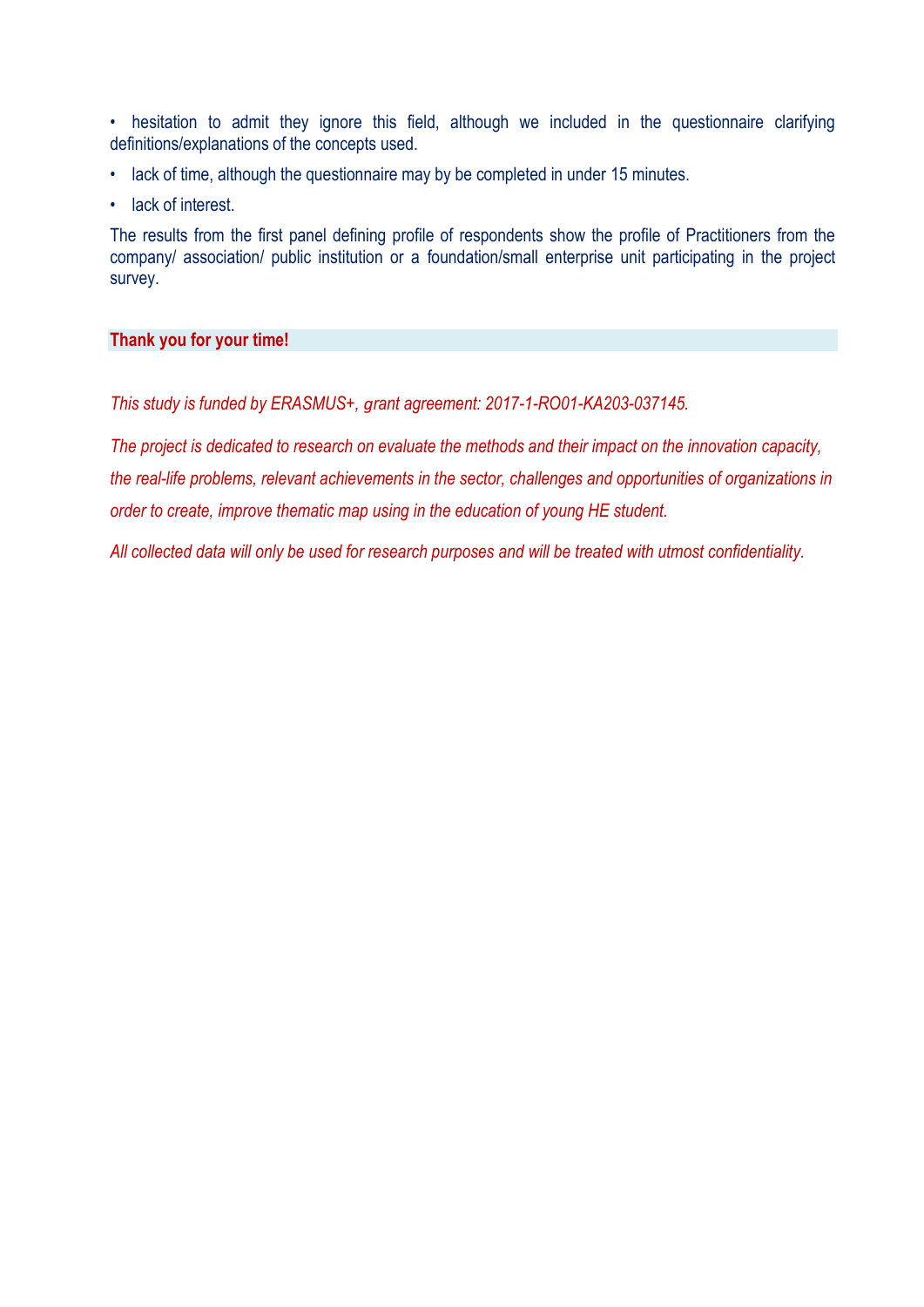- hesitation to admit they ignore this field, although we included in the questionnaire clarifying definitions/explanations of the concepts used.
- lack of time, although the questionnaire may by be completed in under 15 minutes.
- lack of interest.

The results from the first panel defining profile of respondents show the profile of Practitioners from the company/ association/ public institution or a foundation/small enterprise unit participating in the project survey.

**Thank you for your time!**

*This study is funded by ERASMUS+, grant agreement: 2017-1-RO01-KA203-037145.*

*The project is dedicated to research on evaluate the methods and their impact on the innovation capacity, the real-life problems, relevant achievements in the sector, challenges and opportunities of organizations in order to create, improve thematic map using in the education of young HE student.*

*All collected data will only be used for research purposes and will be treated with utmost confidentiality.*